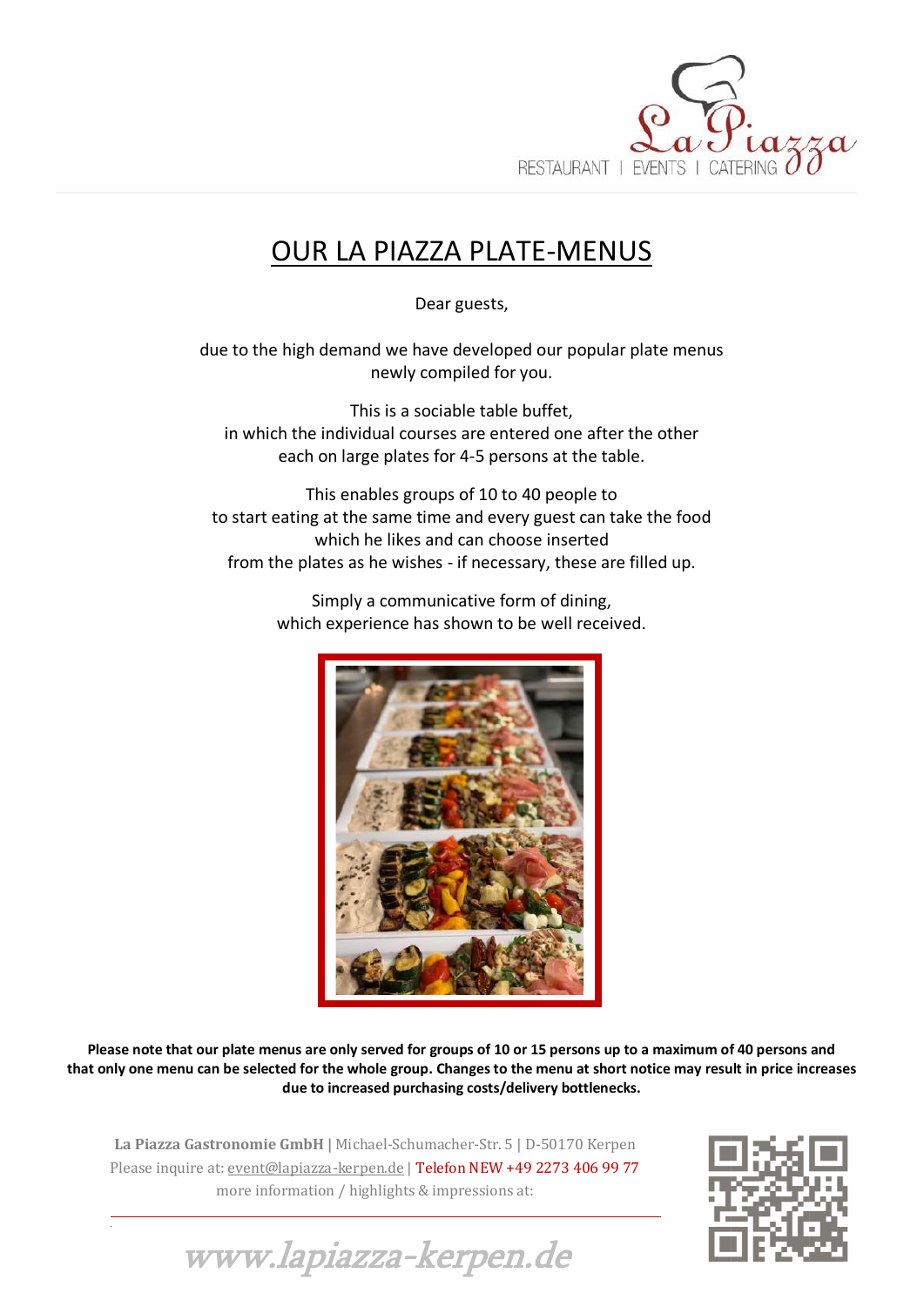La Piazza
RESTAURANT | EVENTS | CATERING

# OUR LA PIAZZA PLATE-MENUS

Dear guests,

due to the high demand we have developed our popular plate menus newly compiled for you.

This is a sociable table buffet, in which the individual courses are entered one after the other each on large plates for 4-5 persons at the table.

This enables groups of 10 to 40 people to to start eating at the same time and every guest can take the food which he likes and can choose inserted from the plates as he wishes - if necessary, these are filled up.

Simply a communicative form of dining, which experience has shown to be well received.

**Please note that our plate menus are only served for groups of 10 or 15 persons up to a maximum of 40 persons and that only one menu can be selected for the whole group. Changes to the menu at short notice may result in price increases due to increased purchasing costs/delivery bottlenecks.**

**La Piazza Gastronomie GmbH** | Michael-Schumacher-Str. 5 | D-50170 Kerpen
Please inquire at: event@lapiazza-kerpen.de | Telefon NEW +49 2273 406 99 77
more information / highlights & impressions at:

*www.lapiazza-kerpen.de*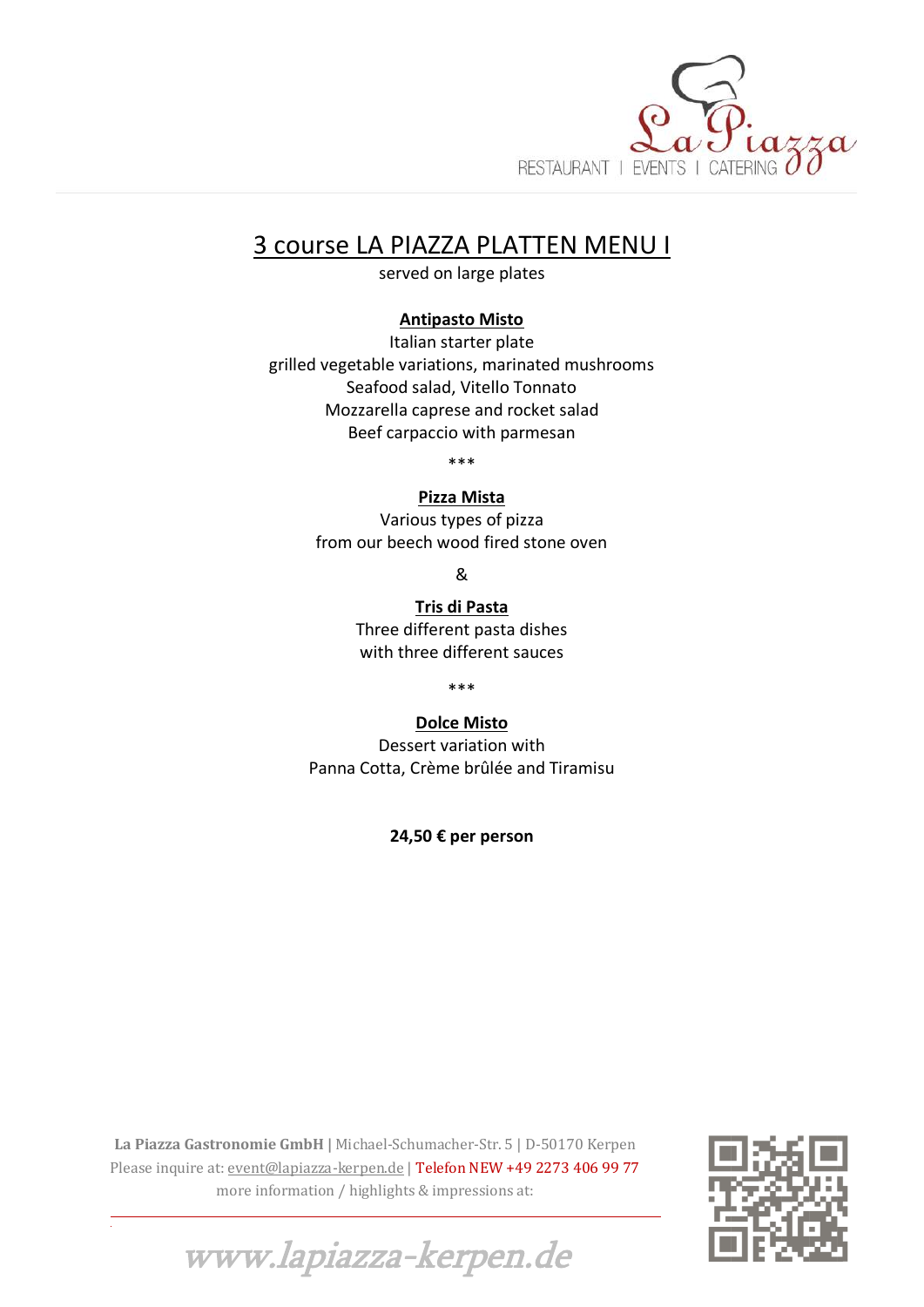# 3 course LA PIAZZA PLATTEN MENU I

served on large plates

**Antipasto Misto**

Italian starter plate
grilled vegetable variations, marinated mushrooms
Seafood salad, Vitello Tonnato
Mozzarella caprese and rocket salad
Beef carpaccio with parmesan

***

**Pizza Mista**

Various types of pizza
from our beech wood fired stone oven

&

**Tris di Pasta**

Three different pasta dishes
with three different sauces

***

**Dolce Misto**

Dessert variation with
Panna Cotta, Crème brûlée and Tiramisu

**24,50 € per person**

**La Piazza Gastronomie GmbH** | Michael-Schumacher-Str. 5 | D-50170 Kerpen
Please inquire at: event@lapiazza-kerpen.de | Telefon NEW +49 2273 406 99 77
more information / highlights & impressions at:

www.lapiazza-kerpen.de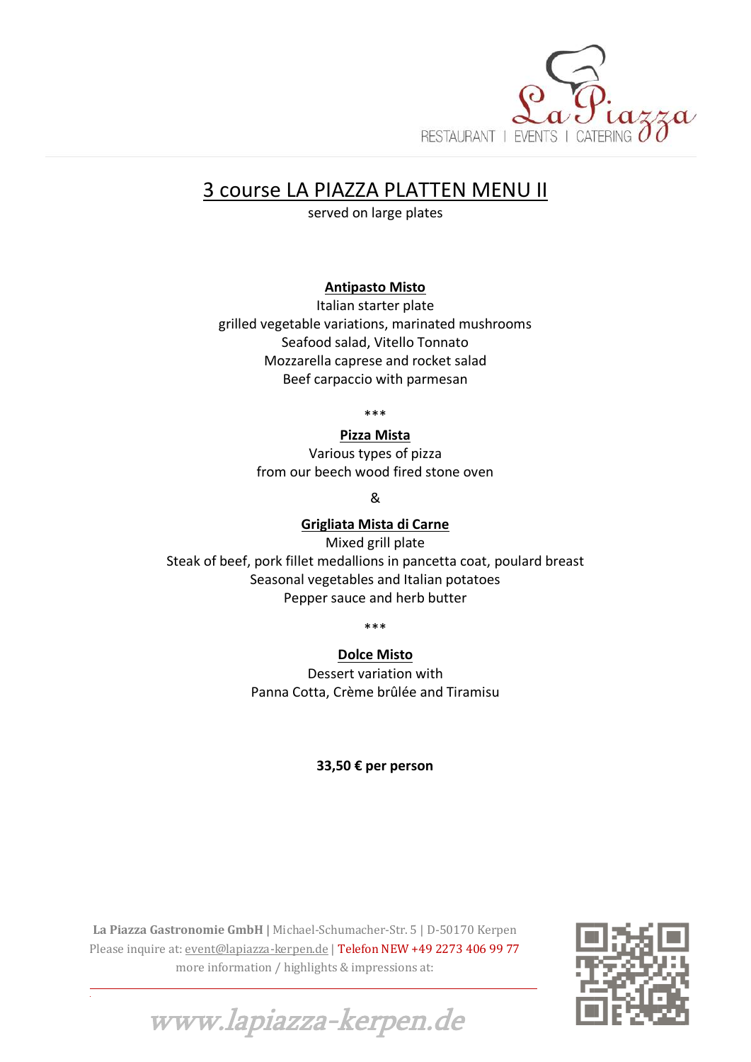# 3 course LA PIAZZA PLATTEN MENU II

served on large plates

**Antipasto Misto**

Italian starter plate
grilled vegetable variations, marinated mushrooms
Seafood salad, Vitello Tonnato
Mozzarella caprese and rocket salad
Beef carpaccio with parmesan

***

**Pizza Mista**

Various types of pizza
from our beech wood fired stone oven

&

**Grigliata Mista di Carne**

Mixed grill plate
Steak of beef, pork fillet medallions in pancetta coat, poulard breast
Seasonal vegetables and Italian potatoes
Pepper sauce and herb butter

***

**Dolce Misto**

Dessert variation with
Panna Cotta, Crème brûlée and Tiramisu

**33,50 € per person**

**La Piazza Gastronomie GmbH** | Michael-Schumacher-Str. 5 | D-50170 Kerpen
Please inquire at: event@lapiazza-kerpen.de | Telefon NEW +49 2273 406 99 77
more information / highlights & impressions at:

www.lapiazza-kerpen.de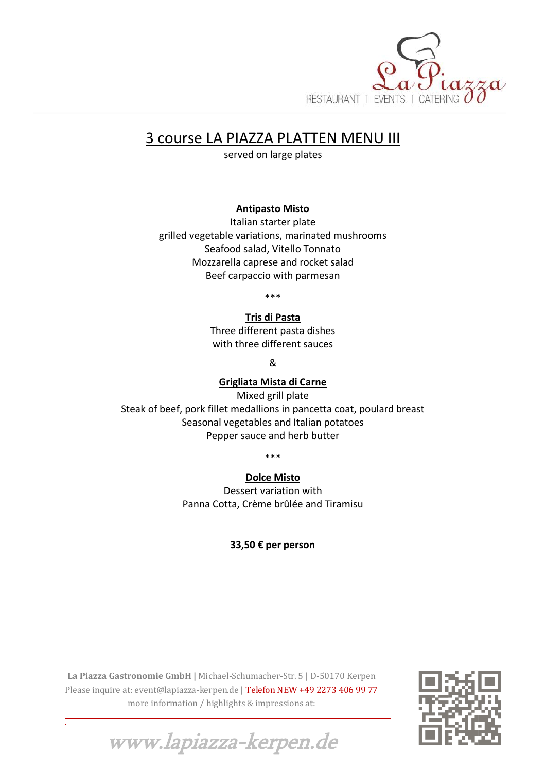# 3 course LA PIAZZA PLATTEN MENU III

served on large plates

**Antipasto Misto**

Italian starter plate
grilled vegetable variations, marinated mushrooms
Seafood salad, Vitello Tonnato
Mozzarella caprese and rocket salad
Beef carpaccio with parmesan

***

**Tris di Pasta**

Three different pasta dishes
with three different sauces

&

**Grigliata Mista di Carne**

Mixed grill plate
Steak of beef, pork fillet medallions in pancetta coat, poulard breast
Seasonal vegetables and Italian potatoes
Pepper sauce and herb butter

***

**Dolce Misto**

Dessert variation with
Panna Cotta, Crème brûlée and Tiramisu

**33,50 € per person**

**La Piazza Gastronomie GmbH** | Michael-Schumacher-Str. 5 | D-50170 Kerpen
Please inquire at: event@lapiazza-kerpen.de | Telefon NEW +49 2273 406 99 77
more information / highlights & impressions at:

www.lapiazza-kerpen.de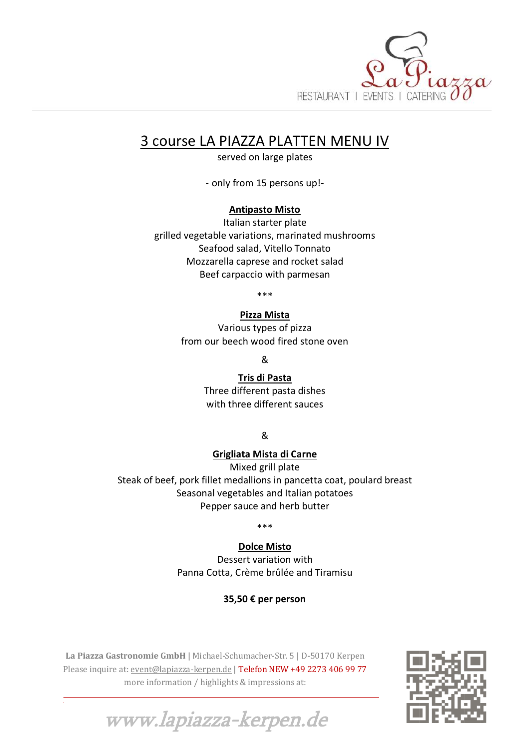# 3 course LA PIAZZA PLATTEN MENU IV

served on large plates

- only from 15 persons up!-

**Antipasto Misto**

Italian starter plate
grilled vegetable variations, marinated mushrooms
Seafood salad, Vitello Tonnato
Mozzarella caprese and rocket salad
Beef carpaccio with parmesan

***

**Pizza Mista**

Various types of pizza
from our beech wood fired stone oven

&

**Tris di Pasta**

Three different pasta dishes
with three different sauces

&

**Grigliata Mista di Carne**

Mixed grill plate
Steak of beef, pork fillet medallions in pancetta coat, poulard breast
Seasonal vegetables and Italian potatoes
Pepper sauce and herb butter

***

**Dolce Misto**

Dessert variation with
Panna Cotta, Crème brûlée and Tiramisu

**35,50 € per person**

**La Piazza Gastronomie GmbH** | Michael-Schumacher-Str. 5 | D-50170 Kerpen
Please inquire at: event@lapiazza-kerpen.de | Telefon NEW +49 2273 406 99 77
more information / highlights & impressions at:

www.lapiazza-kerpen.de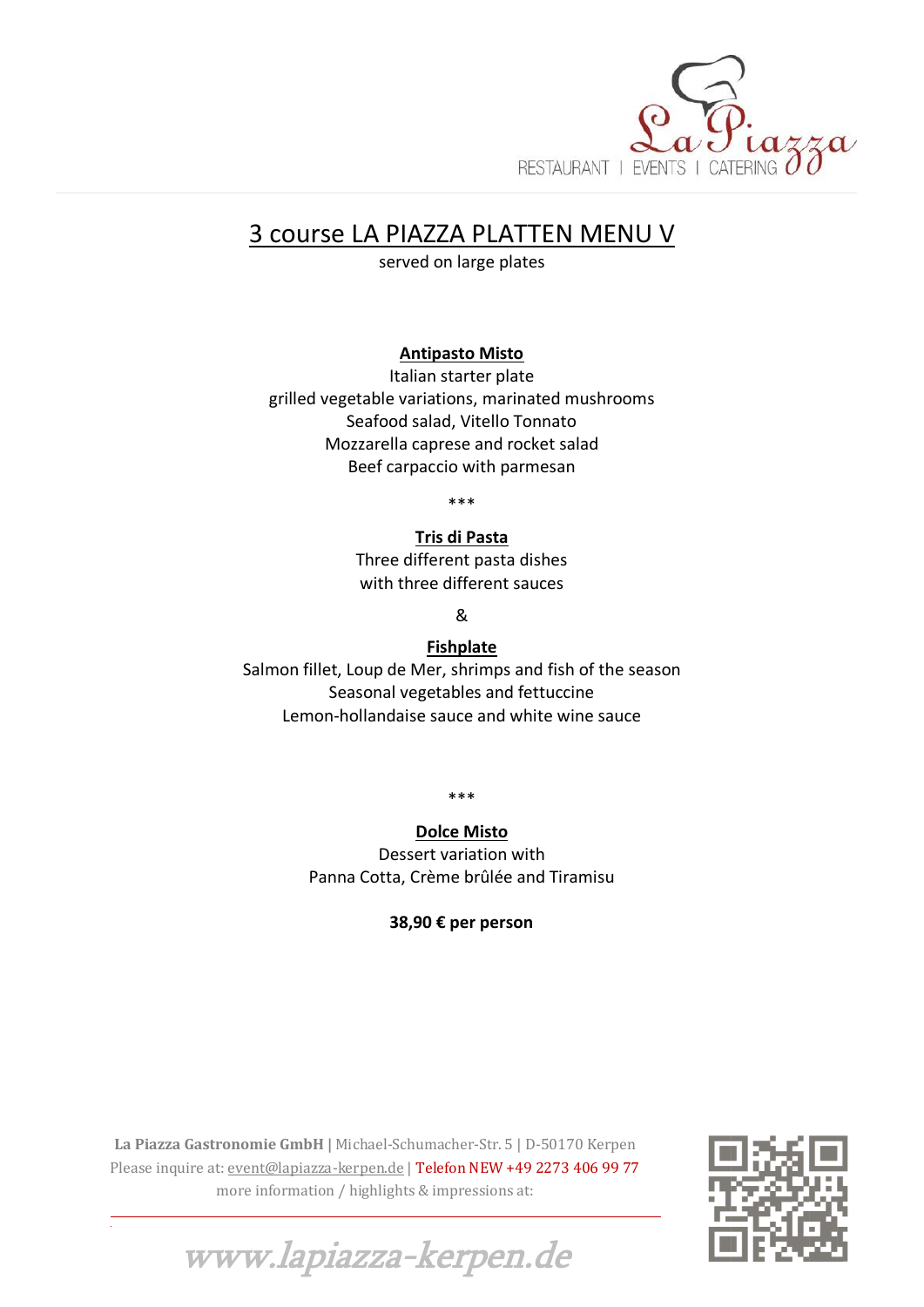# 3 course LA PIAZZA PLATTEN MENU V

served on large plates

**Antipasto Misto**

Italian starter plate
grilled vegetable variations, marinated mushrooms
Seafood salad, Vitello Tonnato
Mozzarella caprese and rocket salad
Beef carpaccio with parmesan

***

**Tris di Pasta**

Three different pasta dishes
with three different sauces

&

**Fishplate**

Salmon fillet, Loup de Mer, shrimps and fish of the season
Seasonal vegetables and fettuccine
Lemon-hollandaise sauce and white wine sauce

***

**Dolce Misto**

Dessert variation with
Panna Cotta, Crème brûlée and Tiramisu

**38,90 € per person**

**La Piazza Gastronomie GmbH** | Michael-Schumacher-Str. 5 | D-50170 Kerpen
Please inquire at: event@lapiazza-kerpen.de | Telefon NEW +49 2273 406 99 77
more information / highlights & impressions at:

www.lapiazza-kerpen.de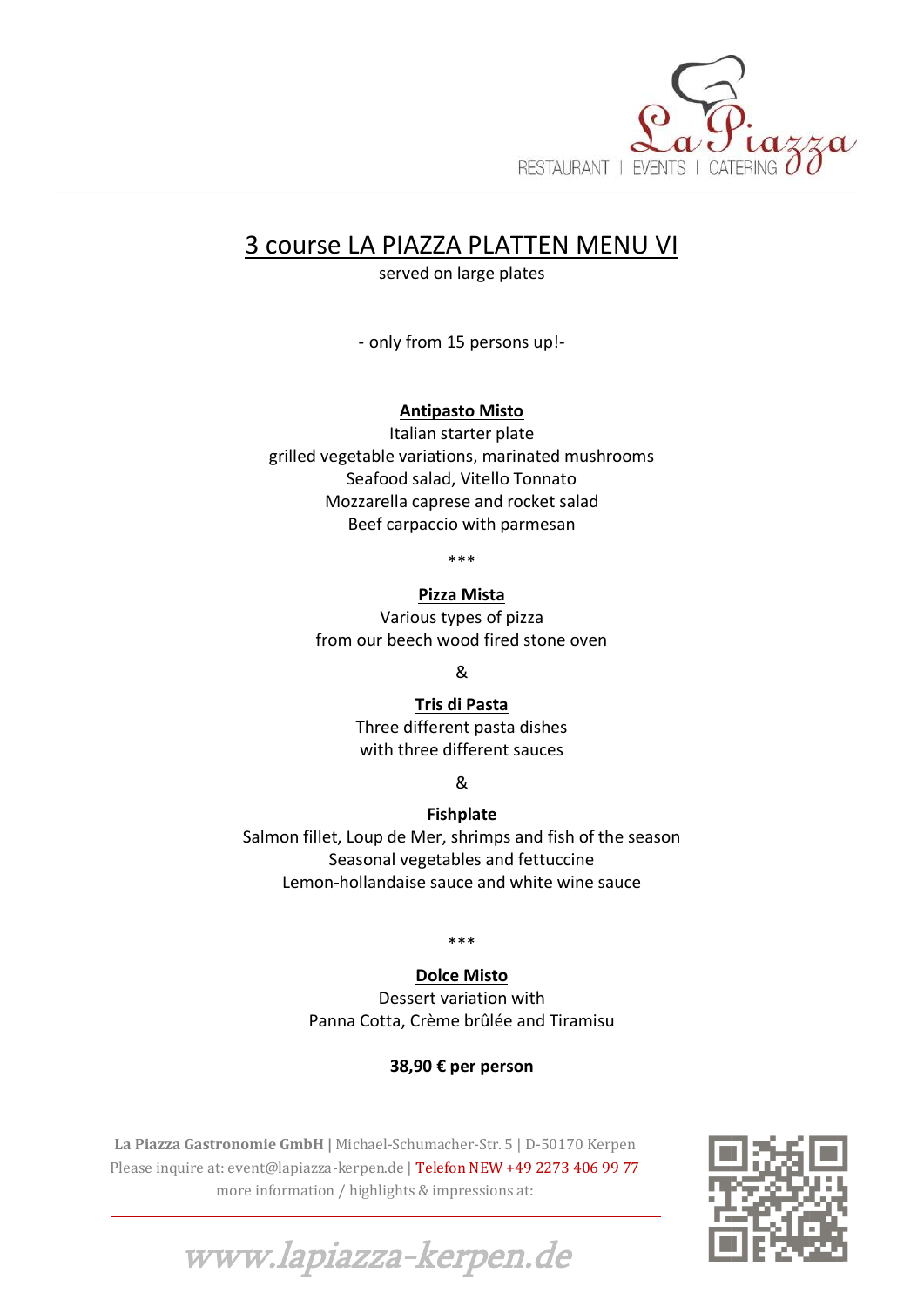# 3 course LA PIAZZA PLATTEN MENU VI

served on large plates

- only from 15 persons up!-

**Antipasto Misto**

Italian starter plate
grilled vegetable variations, marinated mushrooms
Seafood salad, Vitello Tonnato
Mozzarella caprese and rocket salad
Beef carpaccio with parmesan

***

**Pizza Mista**

Various types of pizza
from our beech wood fired stone oven

&

**Tris di Pasta**

Three different pasta dishes
with three different sauces

&

**Fishplate**

Salmon fillet, Loup de Mer, shrimps and fish of the season
Seasonal vegetables and fettuccine
Lemon-hollandaise sauce and white wine sauce

***

**Dolce Misto**

Dessert variation with
Panna Cotta, Crème brûlée and Tiramisu

**38,90 € per person**

**La Piazza Gastronomie GmbH** | Michael-Schumacher-Str. 5 | D-50170 Kerpen
Please inquire at: event@lapiazza-kerpen.de | Telefon NEW +49 2273 406 99 77
more information / highlights & impressions at:

www.lapiazza-kerpen.de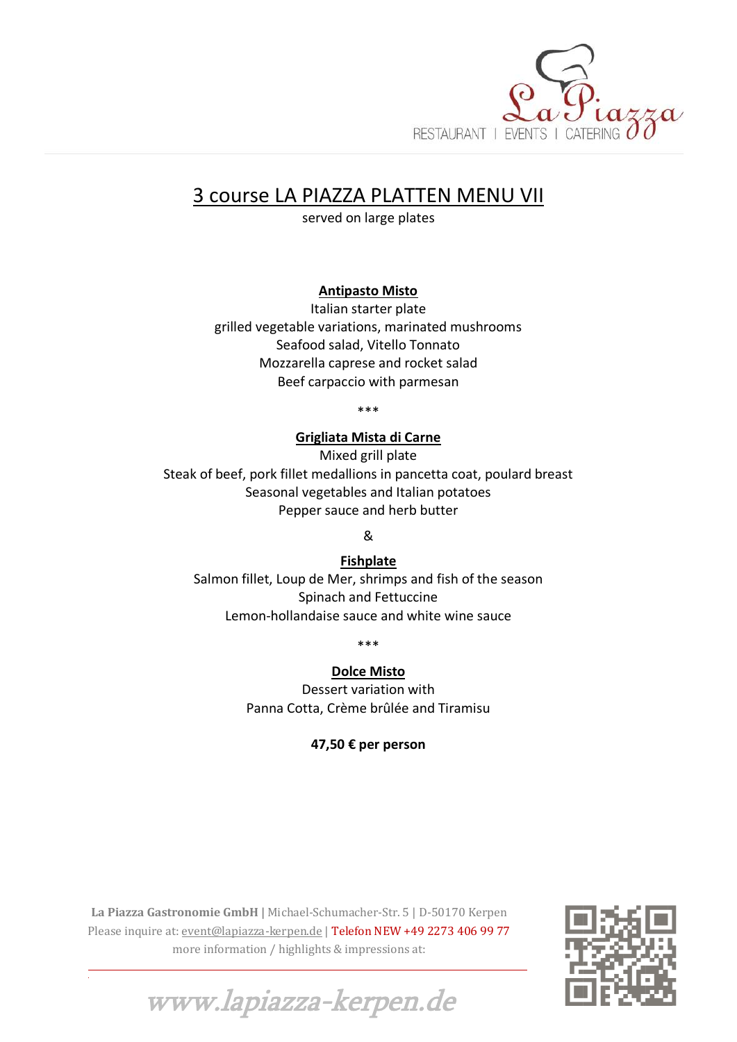# 3 course LA PIAZZA PLATTEN MENU VII

served on large plates

**Antipasto Misto**

Italian starter plate
grilled vegetable variations, marinated mushrooms
Seafood salad, Vitello Tonnato
Mozzarella caprese and rocket salad
Beef carpaccio with parmesan

\*\*\*

**Grigliata Mista di Carne**

Mixed grill plate
Steak of beef, pork fillet medallions in pancetta coat, poulard breast
Seasonal vegetables and Italian potatoes
Pepper sauce and herb butter

&

**Fishplate**

Salmon fillet, Loup de Mer, shrimps and fish of the season
Spinach and Fettuccine
Lemon-hollandaise sauce and white wine sauce

\*\*\*

**Dolce Misto**

Dessert variation with
Panna Cotta, Crème brûlée and Tiramisu

**47,50 € per person**

**La Piazza Gastronomie GmbH** | Michael-Schumacher-Str. 5 | D-50170 Kerpen
Please inquire at: event@lapiazza-kerpen.de | Telefon NEW +49 2273 406 99 77
more information / highlights & impressions at:

www.lapiazza-kerpen.de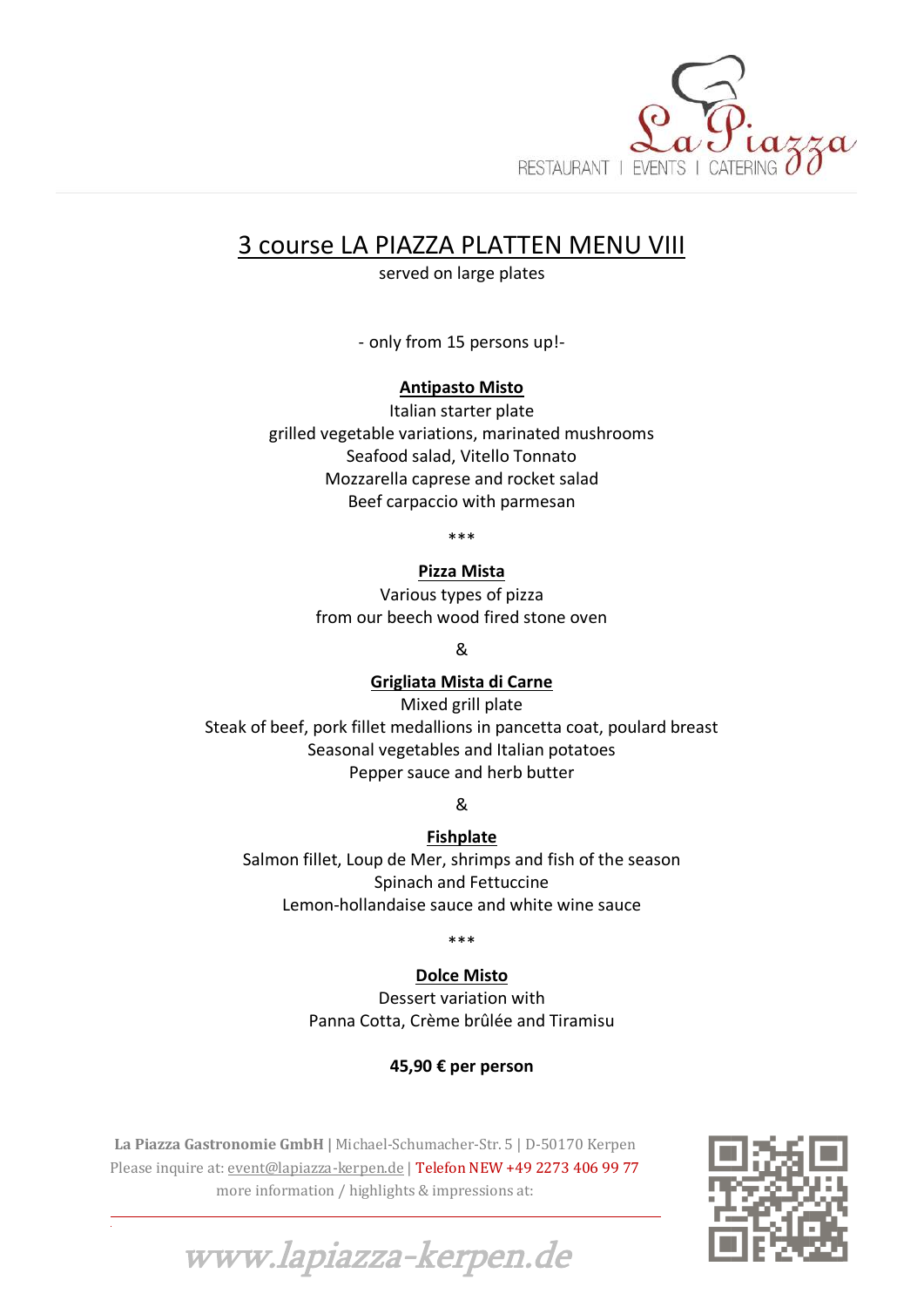# 3 course LA PIAZZA PLATTEN MENU VIII

served on large plates

- only from 15 persons up!-

**Antipasto Misto**

Italian starter plate
grilled vegetable variations, marinated mushrooms
Seafood salad, Vitello Tonnato
Mozzarella caprese and rocket salad
Beef carpaccio with parmesan

***

**Pizza Mista**

Various types of pizza
from our beech wood fired stone oven

&

**Grigliata Mista di Carne**

Mixed grill plate
Steak of beef, pork fillet medallions in pancetta coat, poulard breast
Seasonal vegetables and Italian potatoes
Pepper sauce and herb butter

&

**Fishplate**

Salmon fillet, Loup de Mer, shrimps and fish of the season
Spinach and Fettuccine
Lemon-hollandaise sauce and white wine sauce

***

**Dolce Misto**

Dessert variation with
Panna Cotta, Crème brûlée and Tiramisu

**45,90 € per person**

**La Piazza Gastronomie GmbH** | Michael-Schumacher-Str. 5 | D-50170 Kerpen
Please inquire at: event@lapiazza-kerpen.de | Telefon NEW +49 2273 406 99 77
more information / highlights & impressions at:

www.lapiazza-kerpen.de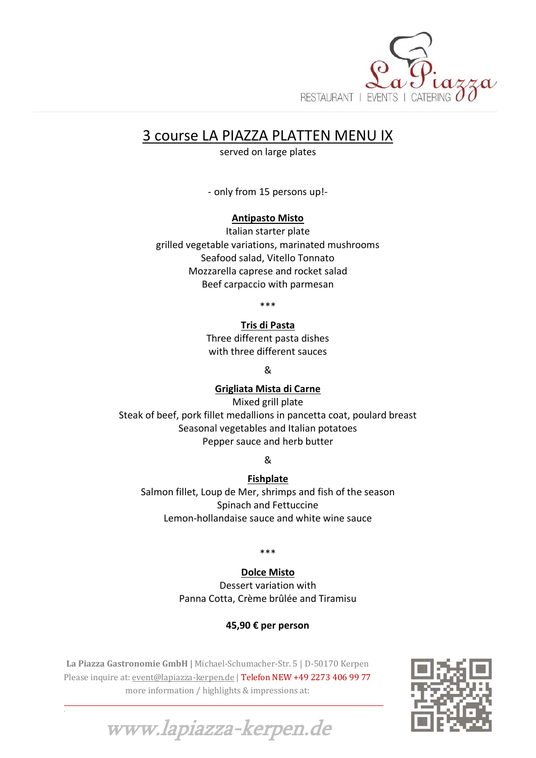# 3 course LA PIAZZA PLATTEN MENU IX

served on large plates

- only from 15 persons up!-

**Antipasto Misto**

Italian starter plate
grilled vegetable variations, marinated mushrooms
Seafood salad, Vitello Tonnato
Mozzarella caprese and rocket salad
Beef carpaccio with parmesan

***

**Tris di Pasta**

Three different pasta dishes
with three different sauces

&

**Grigliata Mista di Carne**

Mixed grill plate
Steak of beef, pork fillet medallions in pancetta coat, poulard breast
Seasonal vegetables and Italian potatoes
Pepper sauce and herb butter

&

**Fishplate**

Salmon fillet, Loup de Mer, shrimps and fish of the season
Spinach and Fettuccine
Lemon-hollandaise sauce and white wine sauce

***

**Dolce Misto**

Dessert variation with
Panna Cotta, Crème brûlée and Tiramisu

**45,90 € per person**

**La Piazza Gastronomie GmbH** | Michael-Schumacher-Str. 5 | D-50170 Kerpen
Please inquire at: event@lapiazza-kerpen.de | Telefon NEW +49 2273 406 99 77
more information / highlights & impressions at:

www.lapiazza-kerpen.de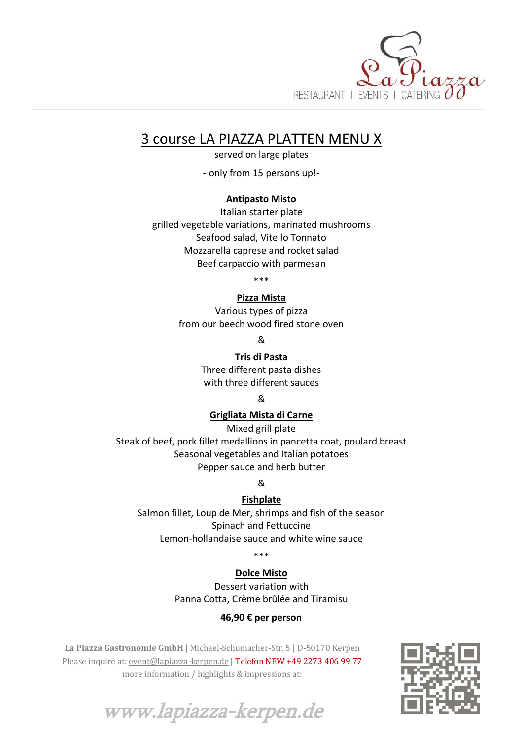# 3 course LA PIAZZA PLATTEN MENU X

served on large plates

- only from 15 persons up!-

**Antipasto Misto**

Italian starter plate
grilled vegetable variations, marinated mushrooms
Seafood salad, Vitello Tonnato
Mozzarella caprese and rocket salad
Beef carpaccio with parmesan

***

**Pizza Mista**

Various types of pizza
from our beech wood fired stone oven

&

**Tris di Pasta**

Three different pasta dishes
with three different sauces

&

**Grigliata Mista di Carne**

Mixed grill plate
Steak of beef, pork fillet medallions in pancetta coat, poulard breast
Seasonal vegetables and Italian potatoes
Pepper sauce and herb butter

&

**Fishplate**

Salmon fillet, Loup de Mer, shrimps and fish of the season
Spinach and Fettuccine
Lemon-hollandaise sauce and white wine sauce

***

**Dolce Misto**

Dessert variation with
Panna Cotta, Crème brûlée and Tiramisu

**46,90 € per person**

**La Piazza Gastronomie GmbH** | Michael-Schumacher-Str. 5 | D-50170 Kerpen
Please inquire at: event@lapiazza-kerpen.de | Telefon NEW +49 2273 406 99 77
more information / highlights & impressions at:

www.lapiazza-kerpen.de